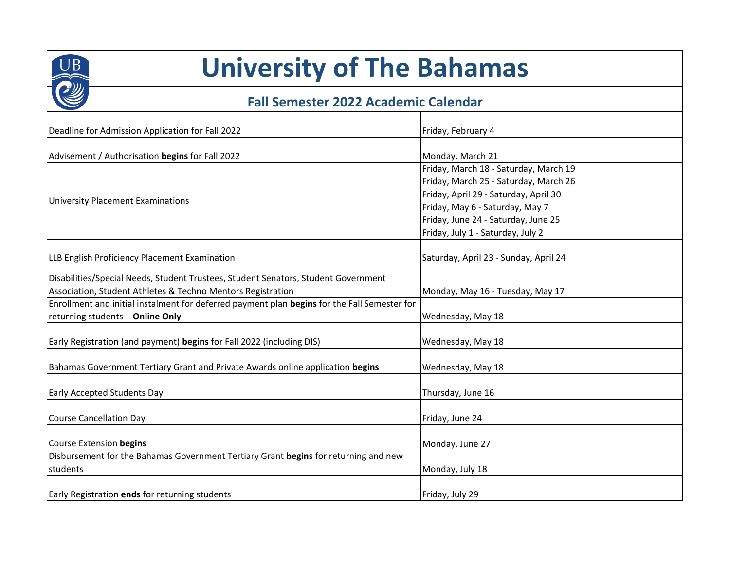# University of The Bahamas

## Fall Semester 2022 Academic Calendar

| | |
|---|---|
| Deadline for Admission Application for Fall 2022 | Friday, February 4 |
| Advisement / Authorisation **begins** for Fall 2022 | Monday, March 21 |
| University Placement Examinations | Friday, March 18 - Saturday, March 19<br>Friday, March 25 - Saturday, March 26<br>Friday, April 29 - Saturday, April 30<br>Friday, May 6 - Saturday, May 7<br>Friday, June 24 - Saturday, June 25<br>Friday, July 1 - Saturday, July 2 |
| LLB English Proficiency Placement Examination | Saturday, April 23 - Sunday, April 24 |
| Disabilities/Special Needs, Student Trustees, Student Senators, Student Government Association, Student Athletes & Techno Mentors Registration | Monday, May 16 - Tuesday, May 17 |
| Enrollment and initial instalment for deferred payment plan **begins** for the Fall Semester for returning students - **Online Only** | Wednesday, May 18 |
| Early Registration (and payment) **begins** for Fall 2022 (including DIS) | Wednesday, May 18 |
| Bahamas Government Tertiary Grant and Private Awards online application **begins** | Wednesday, May 18 |
| Early Accepted Students Day | Thursday, June 16 |
| Course Cancellation Day | Friday, June 24 |
| Course Extension **begins** | Monday, June 27 |
| Disbursement for the Bahamas Government Tertiary Grant **begins** for returning and new students | Monday, July 18 |
| Early Registration **ends** for returning students | Friday, July 29 |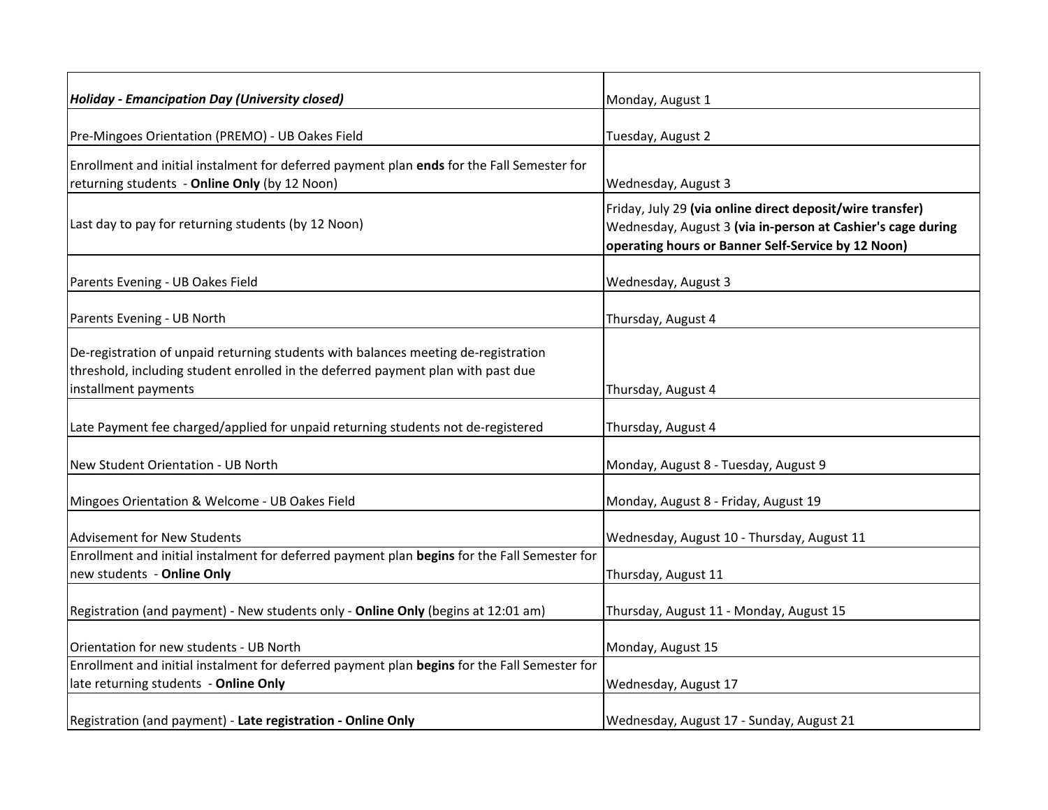| | |
|---|---|
| ***Holiday - Emancipation Day (University closed)*** | Monday, August 1 |
| Pre-Mingoes Orientation (PREMO) - UB Oakes Field | Tuesday, August 2 |
| Enrollment and initial instalment for deferred payment plan **ends** for the Fall Semester for returning students - **Online Only** (by 12 Noon) | Wednesday, August 3 |
| Last day to pay for returning students (by 12 Noon) | Friday, July 29 **(via online direct deposit/wire transfer)** Wednesday, August 3 **(via in-person at Cashier's cage during operating hours or Banner Self-Service by 12 Noon)** |
| Parents Evening - UB Oakes Field | Wednesday, August 3 |
| Parents Evening - UB North | Thursday, August 4 |
| De-registration of unpaid returning students with balances meeting de-registration threshold, including student enrolled in the deferred payment plan with past due installment payments | Thursday, August 4 |
| Late Payment fee charged/applied for unpaid returning students not de-registered | Thursday, August 4 |
| New Student Orientation - UB North | Monday, August 8 - Tuesday, August 9 |
| Mingoes Orientation & Welcome - UB Oakes Field | Monday, August 8 - Friday, August 19 |
| Advisement for New Students | Wednesday, August 10 - Thursday, August 11 |
| Enrollment and initial instalment for deferred payment plan **begins** for the Fall Semester for new students - **Online Only** | Thursday, August 11 |
| Registration (and payment) - New students only - **Online Only** (begins at 12:01 am) | Thursday, August 11 - Monday, August 15 |
| Orientation for new students - UB North | Monday, August 15 |
| Enrollment and initial instalment for deferred payment plan **begins** for the Fall Semester for late returning students - **Online Only** | Wednesday, August 17 |
| Registration (and payment) - **Late registration - Online Only** | Wednesday, August 17 - Sunday, August 21 |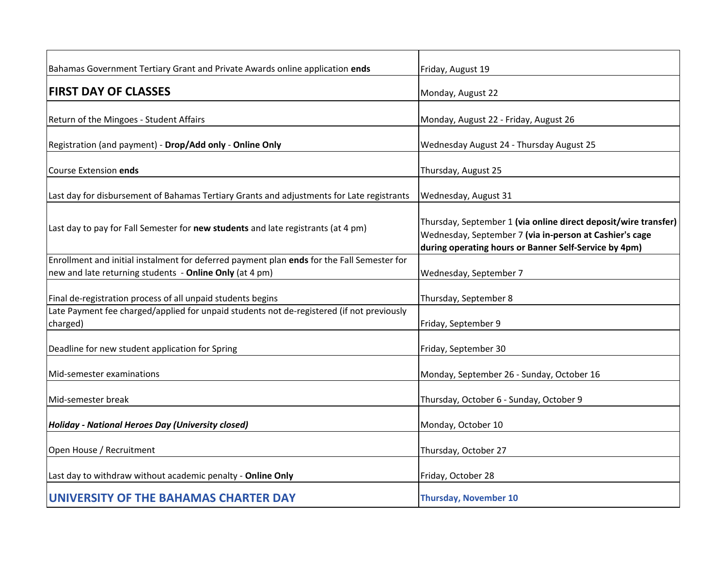| | |
|---|---|
| Bahamas Government Tertiary Grant and Private Awards online application **ends** | Friday, August 19 |
| **FIRST DAY OF CLASSES** | Monday, August 22 |
| Return of the Mingoes - Student Affairs | Monday, August 22 - Friday, August 26 |
| Registration (and payment) - **Drop/Add only** - **Online Only** | Wednesday August 24 - Thursday August 25 |
| Course Extension **ends** | Thursday, August 25 |
| Last day for disbursement of Bahamas Tertiary Grants and adjustments for Late registrants | Wednesday, August 31 |
| Last day to pay for Fall Semester for **new students** and late registrants (at 4 pm) | Thursday, September 1 **(via online direct deposit/wire transfer)** Wednesday, September 7 **(via in-person at Cashier's cage during operating hours or Banner Self-Service by 4pm)** |
| Enrollment and initial instalment for deferred payment plan **ends** for the Fall Semester for new and late returning students - **Online Only** (at 4 pm) | Wednesday, September 7 |
| Final de-registration process of all unpaid students begins | Thursday, September 8 |
| Late Payment fee charged/applied for unpaid students not de-registered (if not previously charged) | Friday, September 9 |
| Deadline for new student application for Spring | Friday, September 30 |
| Mid-semester examinations | Monday, September 26 - Sunday, October 16 |
| Mid-semester break | Thursday, October 6 - Sunday, October 9 |
| ***Holiday - National Heroes Day (University closed)*** | Monday, October 10 |
| Open House / Recruitment | Thursday, October 27 |
| Last day to withdraw without academic penalty - **Online Only** | Friday, October 28 |
| **UNIVERSITY OF THE BAHAMAS CHARTER DAY** | **Thursday, November 10** |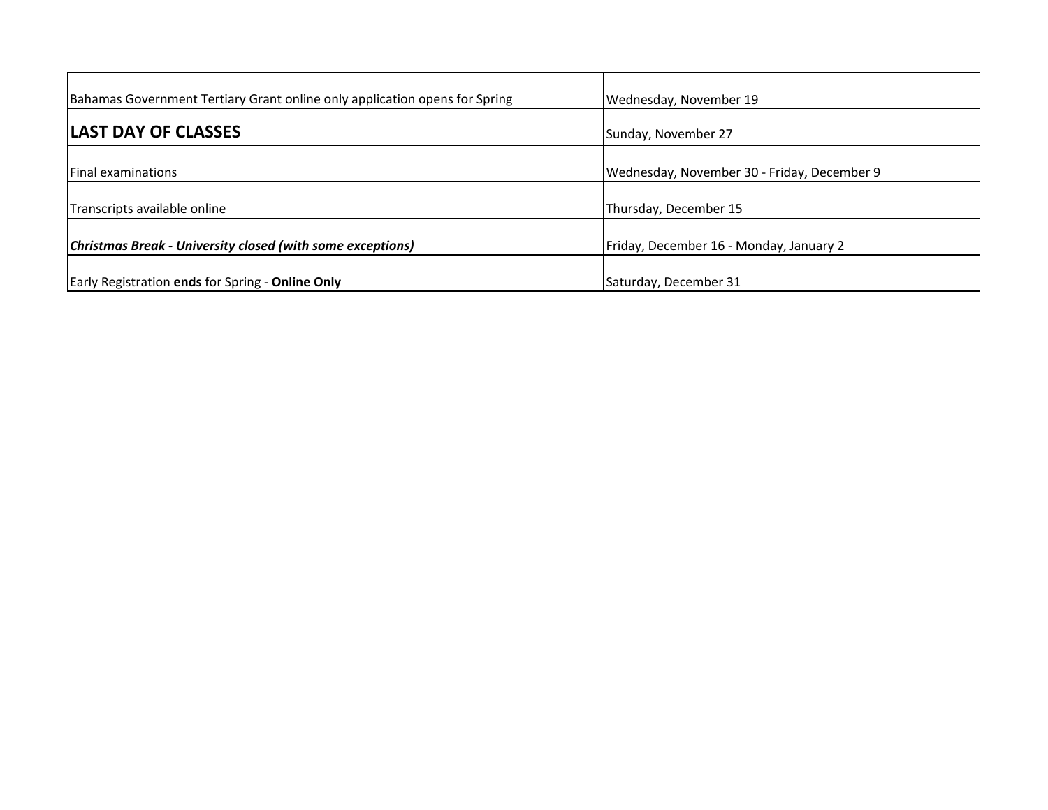| | |
|---|---|
| Bahamas Government Tertiary Grant online only application opens for Spring | Wednesday, November 19 |
| **LAST DAY OF CLASSES** | Sunday, November 27 |
| Final examinations | Wednesday, November 30 - Friday, December 9 |
| Transcripts available online | Thursday, December 15 |
| ***Christmas Break - University closed (with some exceptions)*** | Friday, December 16 - Monday, January 2 |
| Early Registration **ends** for Spring - **Online Only** | Saturday, December 31 |